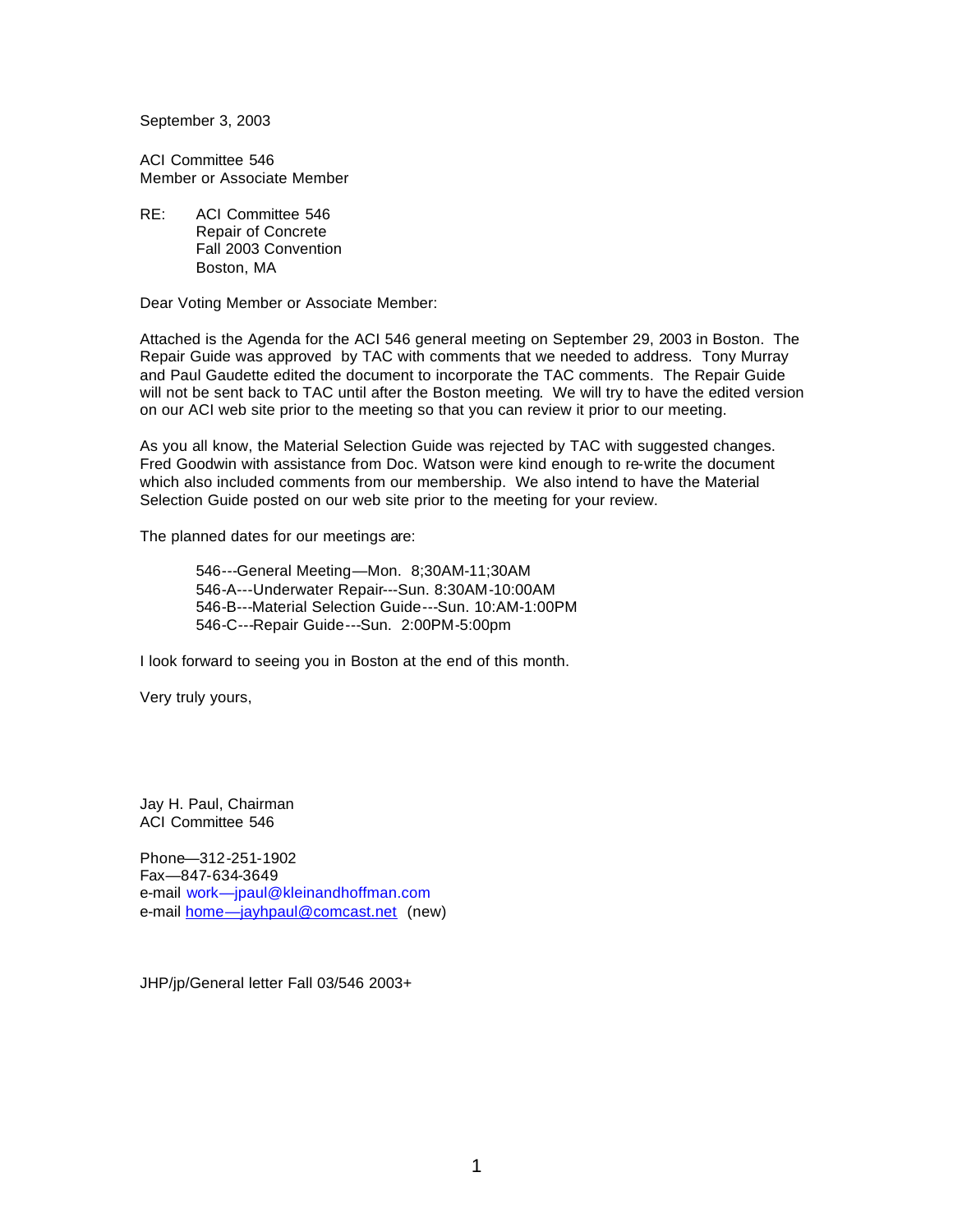September 3, 2003

ACI Committee 546
Member or Associate Member

RE: ACI Committee 546
Repair of Concrete
Fall 2003 Convention
Boston, MA

Dear Voting Member or Associate Member:

Attached is the Agenda for the ACI 546 general meeting on September 29, 2003 in Boston. The Repair Guide was approved by TAC with comments that we needed to address. Tony Murray and Paul Gaudette edited the document to incorporate the TAC comments. The Repair Guide will not be sent back to TAC until after the Boston meeting. We will try to have the edited version on our ACI web site prior to the meeting so that you can review it prior to our meeting.

As you all know, the Material Selection Guide was rejected by TAC with suggested changes. Fred Goodwin with assistance from Doc. Watson were kind enough to re-write the document which also included comments from our membership. We also intend to have the Material Selection Guide posted on our web site prior to the meeting for your review.

The planned dates for our meetings are:

546---General Meeting—Mon. 8;30AM-11;30AM
546-A---Underwater Repair---Sun. 8:30AM-10:00AM
546-B---Material Selection Guide---Sun. 10:AM-1:00PM
546-C---Repair Guide---Sun. 2:00PM-5:00pm

I look forward to seeing you in Boston at the end of this month.

Very truly yours,

Jay H. Paul, Chairman
ACI Committee 546

Phone—312-251-1902
Fax—847-634-3649
e-mail work—jpaul@kleinandhoffman.com
e-mail home—jayhpaul@comcast.net (new)

JHP/jp/General letter Fall 03/546 2003+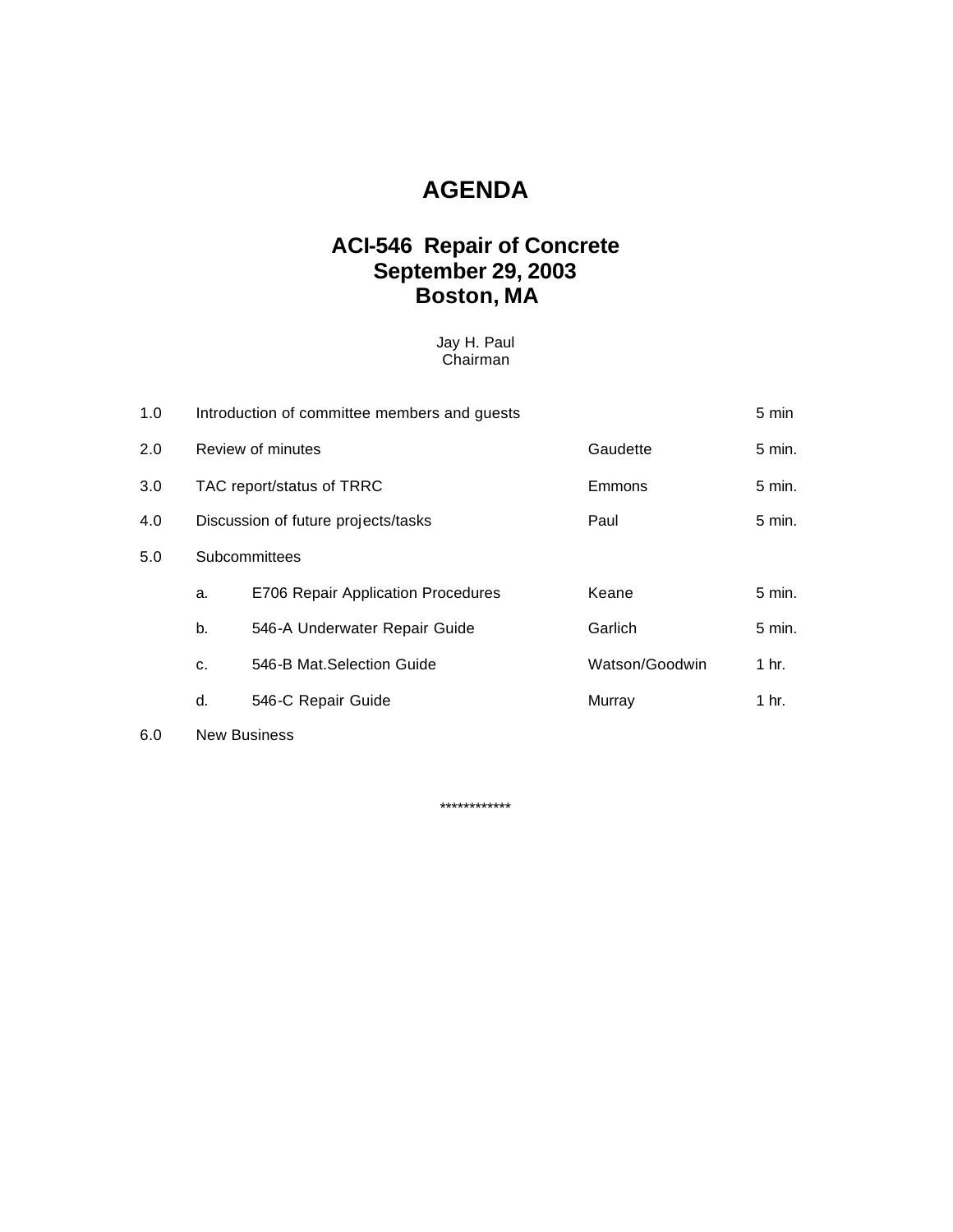# AGENDA

## ACI-546 Repair of Concrete
## September 29, 2003
## Boston, MA

Jay H. Paul
Chairman

| | | | | |
|---|---|---|---|---|
| 1.0 | Introduction of committee members and guests | | | 5 min |
| 2.0 | Review of minutes | | Gaudette | 5 min. |
| 3.0 | TAC report/status of TRRC | | Emmons | 5 min. |
| 4.0 | Discussion of future projects/tasks | | Paul | 5 min. |
| 5.0 | Subcommittees | | | |
| | a. | E706 Repair Application Procedures | Keane | 5 min. |
| | b. | 546-A Underwater Repair Guide | Garlich | 5 min. |
| | c. | 546-B Mat.Selection Guide | Watson/Goodwin | 1 hr. |
| | d. | 546-C Repair Guide | Murray | 1 hr. |
| 6.0 | New Business | | | |

************